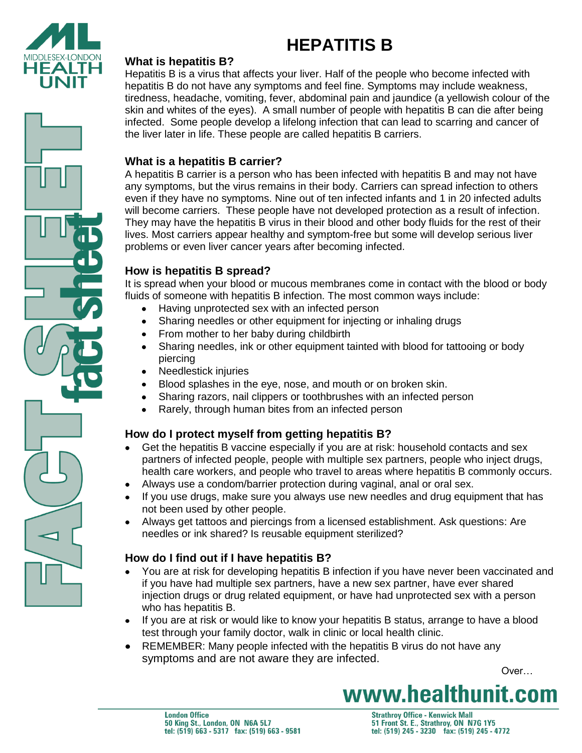# HEPATITIS B

### What is hepatitis B?

Hepatitis B is a virus that affects your liver. Half of the people who become infected with hepatitis B do not have any symptoms and feel fine. Symptoms may include weakness, tiredness, headache, vomiting, fever, abdominal pain and jaundice (a yellowish colour of the skin and whites of the eyes). A small number of people with hepatitis B can die after being infected. Some people develop a lifelong infection that can lead to scarring and cancer of the liver later in life. These people are called hepatitis B carriers.

### What is a hepatitis B carrier?

A hepatitis B carrier is a person who has been infected with hepatitis B and may not have any symptoms, but the virus remains in their body. Carriers can spread infection to others even if they have no symptoms. Nine out of ten infected infants and 1 in 20 infected adults will become carriers. These people have not developed protection as a result of infection. They may have the hepatitis B virus in their blood and other body fluids for the rest of their lives. Most carriers appear healthy and symptom-free but some will develop serious liver problems or even liver cancer years after becoming infected.

### How is hepatitis B spread?

It is spread when your blood or mucous membranes come in contact with the blood or body fluids of someone with hepatitis B infection. The most common ways include:

- Having unprotected sex with an infected person
- Sharing needles or other equipment for injecting or inhaling drugs
- From mother to her baby during childbirth
- Sharing needles, ink or other equipment tainted with blood for tattooing or body piercing
- Needlestick injuries
- Blood splashes in the eye, nose, and mouth or on broken skin.
- Sharing razors, nail clippers or toothbrushes with an infected person
- Rarely, through human bites from an infected person

### How do I protect myself from getting hepatitis B?

- Get the hepatitis B vaccine especially if you are at risk: household contacts and sex partners of infected people, people with multiple sex partners, people who inject drugs, health care workers, and people who travel to areas where hepatitis B commonly occurs.
- Always use a condom/barrier protection during vaginal, anal or oral sex.
- If you use drugs, make sure you always use new needles and drug equipment that has not been used by other people.
- Always get tattoos and piercings from a licensed establishment. Ask questions: Are needles or ink shared? Is reusable equipment sterilized?

### How do I find out if I have hepatitis B?

- You are at risk for developing hepatitis B infection if you have never been vaccinated and if you have had multiple sex partners, have a new sex partner, have ever shared injection drugs or drug related equipment, or have had unprotected sex with a person who has hepatitis B.
- If you are at risk or would like to know your hepatitis B status, arrange to have a blood test through your family doctor, walk in clinic or local health clinic.
- REMEMBER: Many people infected with the hepatitis B virus do not have any symptoms and are not aware they are infected.

Over…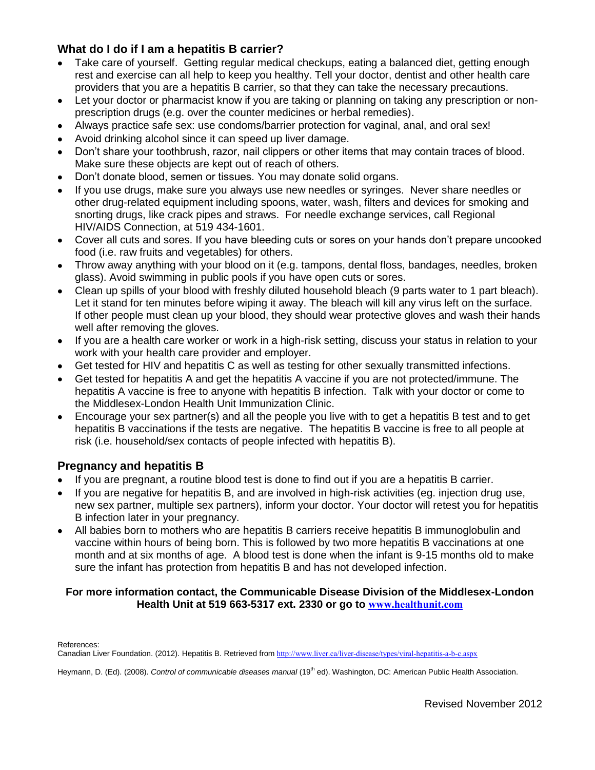## What do I do if I am a hepatitis B carrier?

- Take care of yourself. Getting regular medical checkups, eating a balanced diet, getting enough rest and exercise can all help to keep you healthy. Tell your doctor, dentist and other health care providers that you are a hepatitis B carrier, so that they can take the necessary precautions.
- Let your doctor or pharmacist know if you are taking or planning on taking any prescription or non-prescription drugs (e.g. over the counter medicines or herbal remedies).
- Always practice safe sex: use condoms/barrier protection for vaginal, anal, and oral sex!
- Avoid drinking alcohol since it can speed up liver damage.
- Don't share your toothbrush, razor, nail clippers or other items that may contain traces of blood. Make sure these objects are kept out of reach of others.
- Don't donate blood, semen or tissues. You may donate solid organs.
- If you use drugs, make sure you always use new needles or syringes. Never share needles or other drug-related equipment including spoons, water, wash, filters and devices for smoking and snorting drugs, like crack pipes and straws. For needle exchange services, call Regional HIV/AIDS Connection, at 519 434-1601.
- Cover all cuts and sores. If you have bleeding cuts or sores on your hands don't prepare uncooked food (i.e. raw fruits and vegetables) for others.
- Throw away anything with your blood on it (e.g. tampons, dental floss, bandages, needles, broken glass). Avoid swimming in public pools if you have open cuts or sores.
- Clean up spills of your blood with freshly diluted household bleach (9 parts water to 1 part bleach). Let it stand for ten minutes before wiping it away. The bleach will kill any virus left on the surface. If other people must clean up your blood, they should wear protective gloves and wash their hands well after removing the gloves.
- If you are a health care worker or work in a high-risk setting, discuss your status in relation to your work with your health care provider and employer.
- Get tested for HIV and hepatitis C as well as testing for other sexually transmitted infections.
- Get tested for hepatitis A and get the hepatitis A vaccine if you are not protected/immune. The hepatitis A vaccine is free to anyone with hepatitis B infection. Talk with your doctor or come to the Middlesex-London Health Unit Immunization Clinic.
- Encourage your sex partner(s) and all the people you live with to get a hepatitis B test and to get hepatitis B vaccinations if the tests are negative. The hepatitis B vaccine is free to all people at risk (i.e. household/sex contacts of people infected with hepatitis B).

## Pregnancy and hepatitis B

- If you are pregnant, a routine blood test is done to find out if you are a hepatitis B carrier.
- If you are negative for hepatitis B, and are involved in high-risk activities (eg. injection drug use, new sex partner, multiple sex partners), inform your doctor. Your doctor will retest you for hepatitis B infection later in your pregnancy.
- All babies born to mothers who are hepatitis B carriers receive hepatitis B immunoglobulin and vaccine within hours of being born. This is followed by two more hepatitis B vaccinations at one month and at six months of age. A blood test is done when the infant is 9-15 months old to make sure the infant has protection from hepatitis B and has not developed infection.

**For more information contact, the Communicable Disease Division of the Middlesex-London Health Unit at 519 663-5317 ext. 2330 or go to [www.healthunit.com](http://www.healthunit.com)**

References:
Canadian Liver Foundation. (2012). Hepatitis B. Retrieved from http://www.liver.ca/liver-disease/types/viral-hepatitis-a-b-c.aspx

Heymann, D. (Ed). (2008). *Control of communicable diseases manual* (19th ed). Washington, DC: American Public Health Association.

Revised November 2012